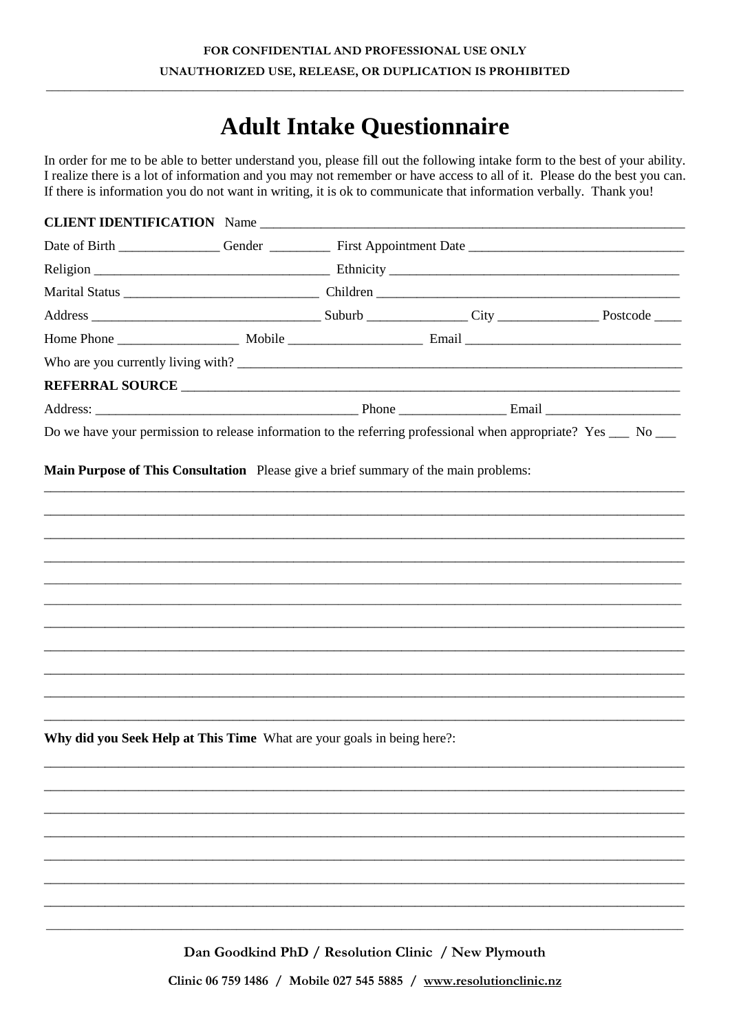**FOR CONFIDENTIAL AND PROFESSIONAL USE ONLY**

**UNAUTHORIZED USE, RELEASE, OR DUPLICATION IS PROHIBITED**

# Adult Intake Questionnaire

In order for me to be able to better understand you, please fill out the following intake form to the best of your ability. I realize there is a lot of information and you may not remember or have access to all of it. Please do the best you can. If there is information you do not want in writing, it is ok to communicate that information verbally. Thank you!

**CLIENT IDENTIFICATION** Name ______________________________

Date of Birth _______________ Gender _________ First Appointment Date ______________________________

Religion ______________________________ Ethnicity ______________________________

Marital Status ______________________________ Children ______________________________

Address ______________________________ Suburb _______________ City _______________ Postcode ____

Home Phone __________________ Mobile ____________________ Email ______________________________

Who are you currently living with? ______________________________

**REFERRAL SOURCE** ______________________________

Address: ______________________________ Phone ________________ Email ____________________

Do we have your permission to release information to the referring professional when appropriate? Yes ___ No ___

**Main Purpose of This Consultation** Please give a brief summary of the main problems:

______________________________

______________________________

______________________________

______________________________

______________________________

______________________________

______________________________

______________________________

______________________________

______________________________

______________________________

**Why did you Seek Help at This Time** What are your goals in being here?:

______________________________

______________________________

______________________________

______________________________

______________________________

______________________________

______________________________

______________________________

**Dan Goodkind PhD / Resolution Clinic / New Plymouth**

**Clinic 06 759 1486 / Mobile 027 545 5885 / www.resolutionclinic.nz**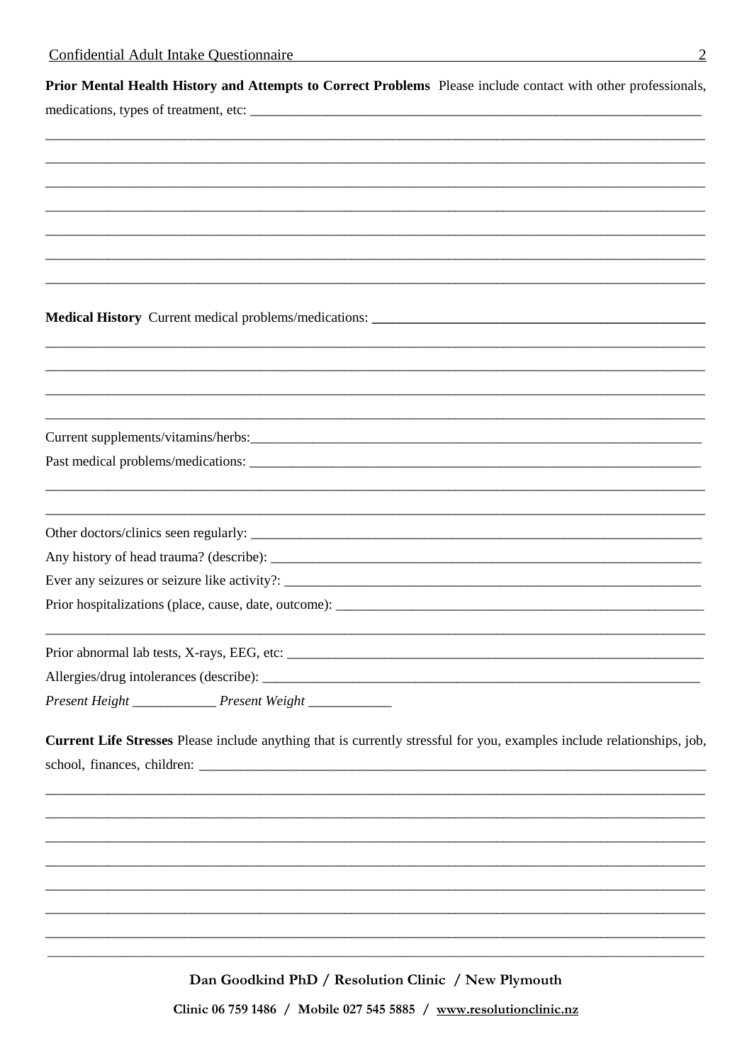**Prior Mental Health History and Attempts to Correct Problems** Please include contact with other professionals, medications, types of treatment, etc: ____________________________________________________________________

_____________________________________________________________________________________

_____________________________________________________________________________________

_____________________________________________________________________________________

_____________________________________________________________________________________

_____________________________________________________________________________________

_____________________________________________________________________________________

_____________________________________________________________________________________

**Medical History** Current medical problems/medications: ________________________________________________

_____________________________________________________________________________________

_____________________________________________________________________________________

_____________________________________________________________________________________

_____________________________________________________________________________________

Current supplements/vitamins/herbs:_________________________________________________________________

Past medical problems/medications: _________________________________________________________________

_____________________________________________________________________________________

_____________________________________________________________________________________

Other doctors/clinics seen regularly: _________________________________________________________________

Any history of head trauma? (describe): _______________________________________________________________

Ever any seizures or seizure like activity?: _____________________________________________________________

Prior hospitalizations (place, cause, date, outcome): ______________________________________________________

_____________________________________________________________________________________

Prior abnormal lab tests, X-rays, EEG, etc: ______________________________________________________________

Allergies/drug intolerances (describe): ________________________________________________________________

*Present Height* ____________ *Present Weight* ____________

**Current Life Stresses** Please include anything that is currently stressful for you, examples include relationships, job, school, finances, children: ____________________________________________________________________

_____________________________________________________________________________________

_____________________________________________________________________________________

_____________________________________________________________________________________

_____________________________________________________________________________________

_____________________________________________________________________________________

_____________________________________________________________________________________

_____________________________________________________________________________________

_____________________________________________________________________________________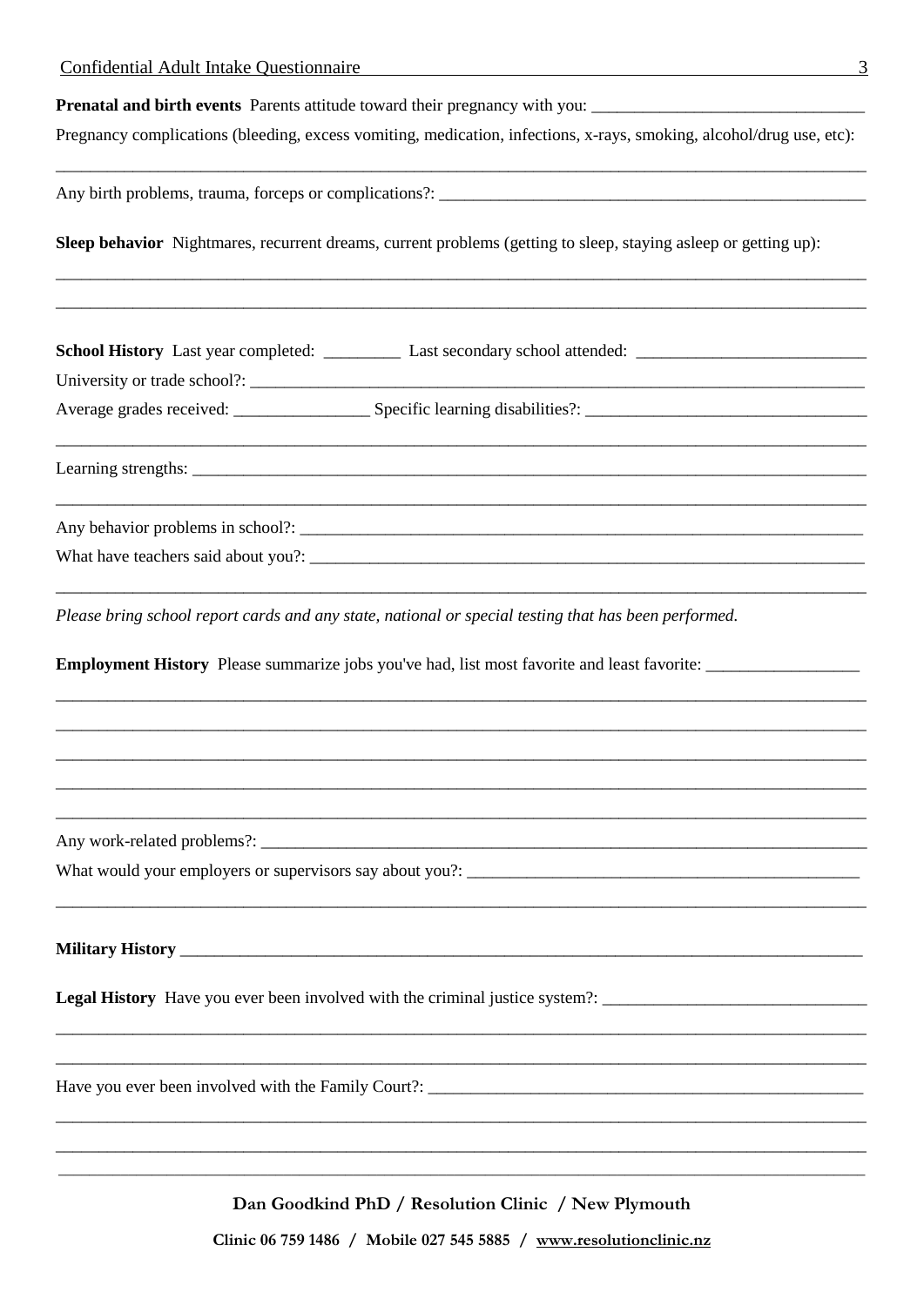**Prenatal and birth events** Parents attitude toward their pregnancy with you: ________________________________

Pregnancy complications (bleeding, excess vomiting, medication, infections, x-rays, smoking, alcohol/drug use, etc):

_____________________________________________________________________________________________

Any birth problems, trauma, forceps or complications?: ____________________________________________________

**Sleep behavior** Nightmares, recurrent dreams, current problems (getting to sleep, staying asleep or getting up):

_____________________________________________________________________________________________

_____________________________________________________________________________________________

**School History** Last year completed: _________ Last secondary school attended: ___________________________

University or trade school?: _____________________________________________________________________________

Average grades received: ________________ Specific learning disabilities?: _________________________________

_____________________________________________________________________________________________

Learning strengths: ______________________________________________________________________________

_____________________________________________________________________________________________

Any behavior problems in school?: _______________________________________________________________________

What have teachers said about you?: ______________________________________________________________________

_____________________________________________________________________________________________

*Please bring school report cards and any state, national or special testing that has been performed.*

**Employment History** Please summarize jobs you've had, list most favorite and least favorite: __________________

_____________________________________________________________________________________________

_____________________________________________________________________________________________

_____________________________________________________________________________________________

_____________________________________________________________________________________________

_____________________________________________________________________________________________

Any work-related problems?: _____________________________________________________________________________

What would your employers or supervisors say about you?: _______________________________________________

_____________________________________________________________________________________________

**Military History** _________________________________________________________________________________

**Legal History** Have you ever been involved with the criminal justice system?: _______________________________

_____________________________________________________________________________________________

_____________________________________________________________________________________________

Have you ever been involved with the Family Court?: _____________________________________________________

_____________________________________________________________________________________________

_____________________________________________________________________________________________

_____________________________________________________________________________________________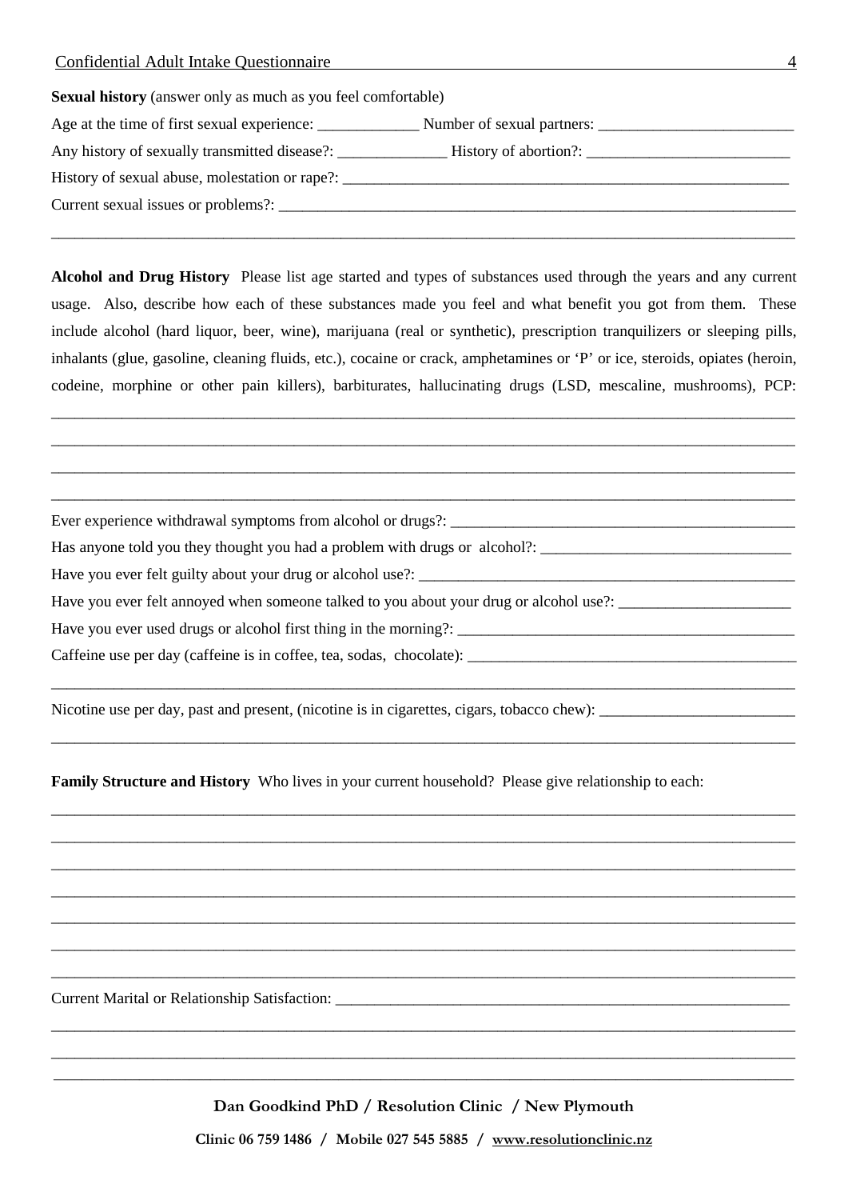**Sexual history** (answer only as much as you feel comfortable)

Age at the time of first sexual experience: _____________ Number of sexual partners: _________________________

Any history of sexually transmitted disease?: ______________ History of abortion?: __________________________

History of sexual abuse, molestation or rape?: ___________________________________________________________

Current sexual issues or problems?: ___________________________________________________________________

_______________________________________________________________________________________________

**Alcohol and Drug History** Please list age started and types of substances used through the years and any current usage. Also, describe how each of these substances made you feel and what benefit you got from them. These include alcohol (hard liquor, beer, wine), marijuana (real or synthetic), prescription tranquilizers or sleeping pills, inhalants (glue, gasoline, cleaning fluids, etc.), cocaine or crack, amphetamines or 'P' or ice, steroids, opiates (heroin, codeine, morphine or other pain killers), barbiturates, hallucinating drugs (LSD, mescaline, mushrooms), PCP:

_______________________________________________________________________________________________

_______________________________________________________________________________________________

_______________________________________________________________________________________________

_______________________________________________________________________________________________

Ever experience withdrawal symptoms from alcohol or drugs?: ____________________________________________

Has anyone told you they thought you had a problem with drugs or alcohol?: ________________________________

Have you ever felt guilty about your drug or alcohol use?: _______________________________________________

Have you ever felt annoyed when someone talked to you about your drug or alcohol use?: ______________________

Have you ever used drugs or alcohol first thing in the morning?: ___________________________________________

Caffeine use per day (caffeine is in coffee, tea, sodas, chocolate): _________________________________________

_______________________________________________________________________________________________

Nicotine use per day, past and present, (nicotine is in cigarettes, cigars, tobacco chew): _________________________

_______________________________________________________________________________________________

**Family Structure and History** Who lives in your current household? Please give relationship to each:

_______________________________________________________________________________________________

_______________________________________________________________________________________________

_______________________________________________________________________________________________

_______________________________________________________________________________________________

_______________________________________________________________________________________________

_______________________________________________________________________________________________

_______________________________________________________________________________________________

Current Marital or Relationship Satisfaction: ____________________________________________________________

_______________________________________________________________________________________________

_______________________________________________________________________________________________

_______________________________________________________________________________________________

**Dan Goodkind PhD / Resolution Clinic / New Plymouth**

**Clinic 06 759 1486 / Mobile 027 545 5885 / www.resolutionclinic.nz**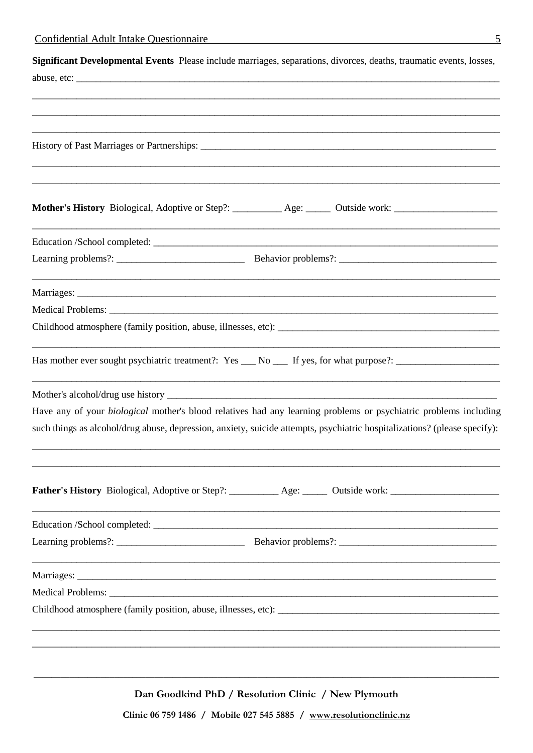**Significant Developmental Events** Please include marriages, separations, divorces, deaths, traumatic events, losses, abuse, etc: ____________________________________________________________________________________

____________________________________________________________________________________

____________________________________________________________________________________

____________________________________________________________________________________

History of Past Marriages or Partnerships: ____________________________________________________________

____________________________________________________________________________________

____________________________________________________________________________________

**Mother's History** Biological, Adoptive or Step?: __________ Age: _____ Outside work: _____________________

____________________________________________________________________________________

Education /School completed: ____________________________________________________________

Learning problems?: __________________________ Behavior problems?: ________________________________

____________________________________________________________________________________

Marriages: ____________________________________________________________________________

Medical Problems: ______________________________________________________________________

Childhood atmosphere (family position, abuse, illnesses, etc): _______________________________________________

____________________________________________________________________________________

Has mother ever sought psychiatric treatment?: Yes ___ No ___ If yes, for what purpose?: _____________________

____________________________________________________________________________________

Mother's alcohol/drug use history ________________________________________________________________

Have any of your *biological* mother's blood relatives had any learning problems or psychiatric problems including such things as alcohol/drug abuse, depression, anxiety, suicide attempts, psychiatric hospitalizations? (please specify):

____________________________________________________________________________________

____________________________________________________________________________________

**Father's History** Biological, Adoptive or Step?: __________ Age: _____ Outside work: ______________________

____________________________________________________________________________________

Education /School completed: ____________________________________________________________

Learning problems?: __________________________ Behavior problems?: ________________________________

____________________________________________________________________________________

Marriages: ____________________________________________________________________________

Medical Problems: ______________________________________________________________________

Childhood atmosphere (family position, abuse, illnesses, etc): _______________________________________________

____________________________________________________________________________________

____________________________________________________________________________________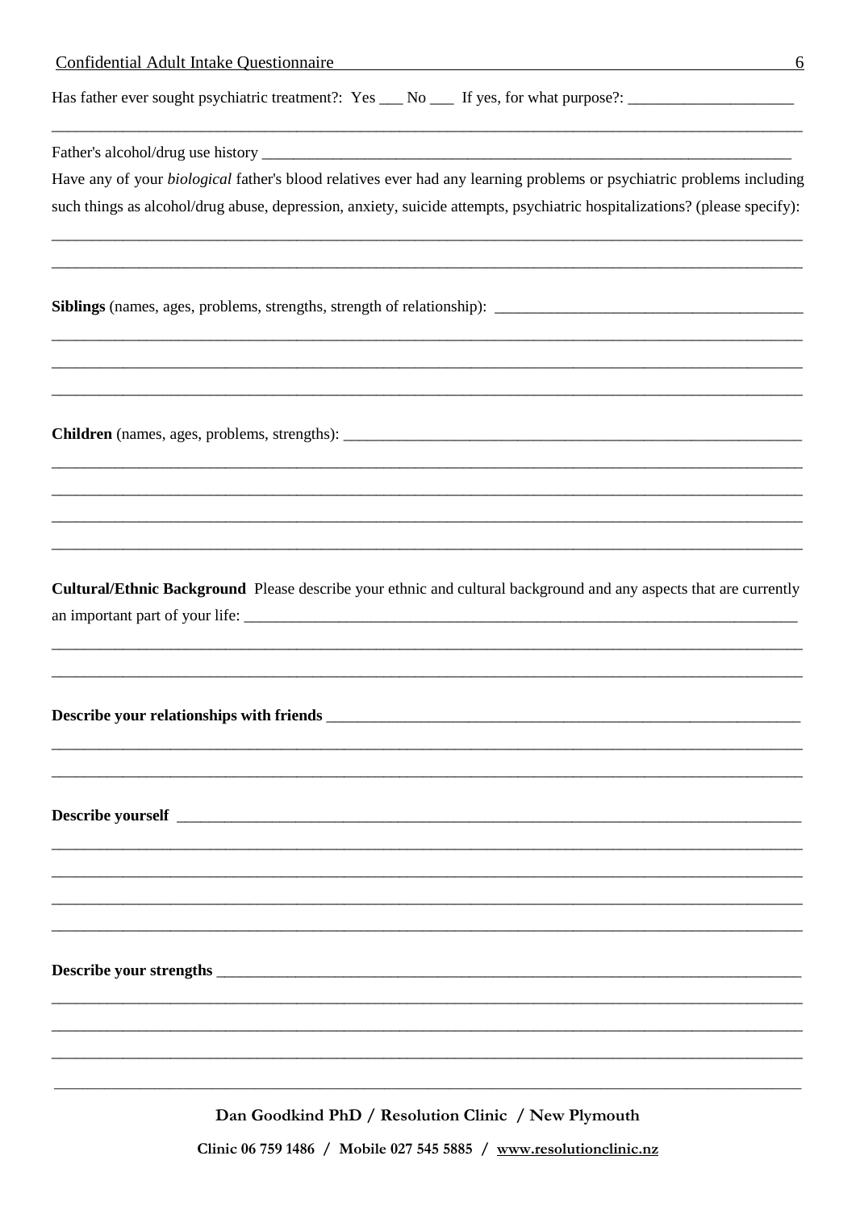Has father ever sought psychiatric treatment?: Yes ___ No ___ If yes, for what purpose?: ____________________

______________________________________________________________________________

Father's alcohol/drug use history ______________________________________________________________

Have any of your *biological* father's blood relatives ever had any learning problems or psychiatric problems including such things as alcohol/drug abuse, depression, anxiety, suicide attempts, psychiatric hospitalizations? (please specify):

______________________________________________________________________________

______________________________________________________________________________

**Siblings** (names, ages, problems, strengths, strength of relationship): ______________________________________

______________________________________________________________________________

______________________________________________________________________________

______________________________________________________________________________

**Children** (names, ages, problems, strengths): ________________________________________________________

______________________________________________________________________________

______________________________________________________________________________

______________________________________________________________________________

______________________________________________________________________________

**Cultural/Ethnic Background** Please describe your ethnic and cultural background and any aspects that are currently an important part of your life: ___________________________________________________________________

______________________________________________________________________________

______________________________________________________________________________

**Describe your relationships with friends** __________________________________________________________

______________________________________________________________________________

______________________________________________________________________________

**Describe yourself** ____________________________________________________________________________

______________________________________________________________________________

______________________________________________________________________________

______________________________________________________________________________

______________________________________________________________________________

**Describe your strengths** _______________________________________________________________________

______________________________________________________________________________

______________________________________________________________________________

______________________________________________________________________________

______________________________________________________________________________

**Dan Goodkind PhD / Resolution Clinic / New Plymouth**

**Clinic 06 759 1486 / Mobile 027 545 5885 / www.resolutionclinic.nz**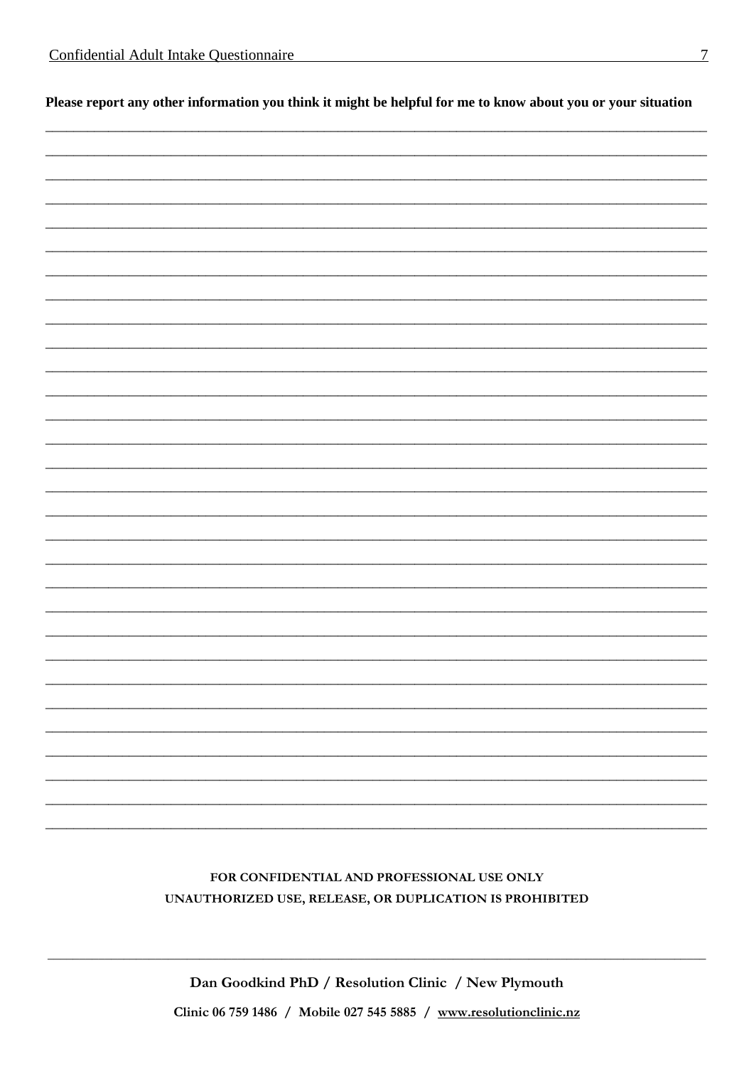**Please report any other information you think it might be helpful for me to know about you or your situation**

______________________________________________________________________________

______________________________________________________________________________

______________________________________________________________________________

______________________________________________________________________________

______________________________________________________________________________

______________________________________________________________________________

______________________________________________________________________________

______________________________________________________________________________

______________________________________________________________________________

______________________________________________________________________________

______________________________________________________________________________

______________________________________________________________________________

______________________________________________________________________________

______________________________________________________________________________

______________________________________________________________________________

______________________________________________________________________________

______________________________________________________________________________

______________________________________________________________________________

______________________________________________________________________________

______________________________________________________________________________

______________________________________________________________________________

______________________________________________________________________________

______________________________________________________________________________

______________________________________________________________________________

______________________________________________________________________________

______________________________________________________________________________

______________________________________________________________________________

______________________________________________________________________________

______________________________________________________________________________

______________________________________________________________________________

**FOR CONFIDENTIAL AND PROFESSIONAL USE ONLY**

**UNAUTHORIZED USE, RELEASE, OR DUPLICATION IS PROHIBITED**

**Dan Goodkind PhD / Resolution Clinic / New Plymouth**

**Clinic 06 759 1486 / Mobile 027 545 5885 / www.resolutionclinic.nz**